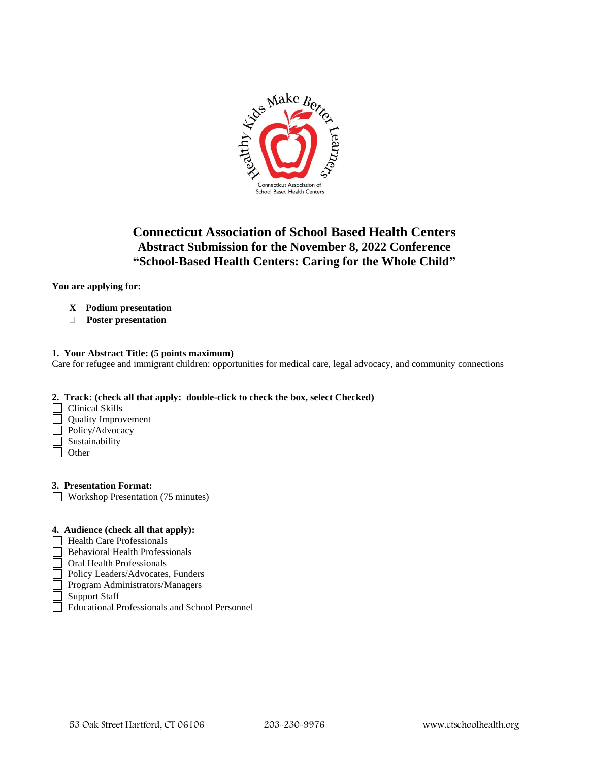# Connecticut Association of School Based Health Centers
## Abstract Submission for the November 8, 2022 Conference
## "School-Based Health Centers: Caring for the Whole Child"

**You are applying for:**

- **X Podium presentation**
- ☐ **Poster presentation**

**1. Your Abstract Title: (5 points maximum)**

Care for refugee and immigrant children: opportunities for medical care, legal advocacy, and community connections

**2. Track: (check all that apply: double-click to check the box, select Checked)**

- ☐ Clinical Skills
- ☐ Quality Improvement
- ☐ Policy/Advocacy
- ☐ Sustainability
- ☐ Other \_\_\_\_\_\_\_\_\_\_\_\_\_\_\_\_\_\_\_\_\_\_\_\_

**3. Presentation Format:**

- ☐ Workshop Presentation (75 minutes)

**4. Audience (check all that apply):**

- ☐ Health Care Professionals
- ☐ Behavioral Health Professionals
- ☐ Oral Health Professionals
- ☐ Policy Leaders/Advocates, Funders
- ☐ Program Administrators/Managers
- ☐ Support Staff
- ☐ Educational Professionals and School Personnel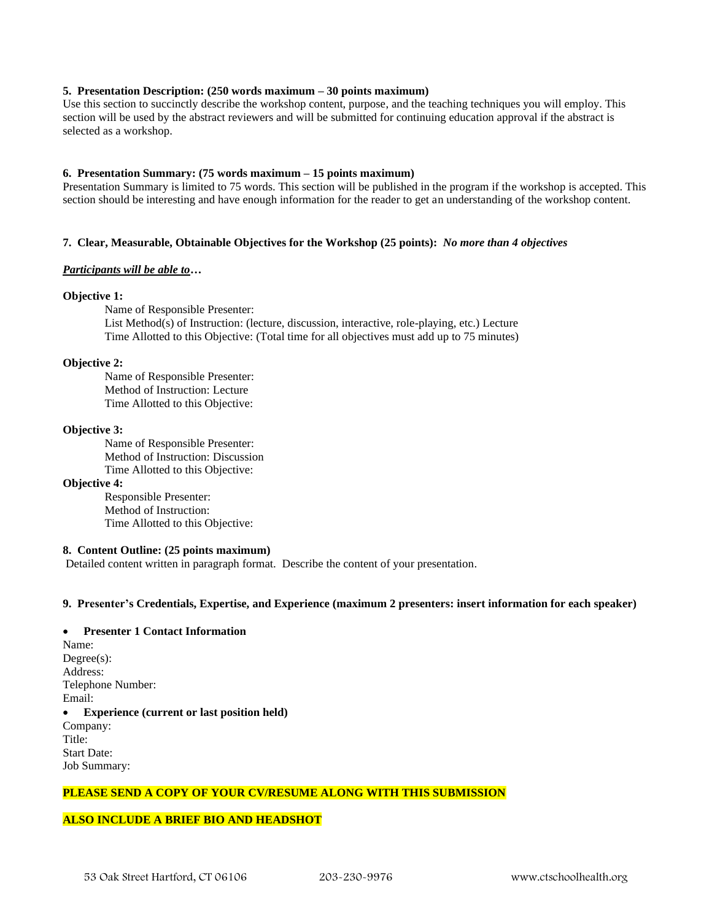**5. Presentation Description: (250 words maximum – 30 points maximum)**
Use this section to succinctly describe the workshop content, purpose, and the teaching techniques you will employ. This section will be used by the abstract reviewers and will be submitted for continuing education approval if the abstract is selected as a workshop.

**6. Presentation Summary: (75 words maximum – 15 points maximum)**
Presentation Summary is limited to 75 words. This section will be published in the program if the workshop is accepted. This section should be interesting and have enough information for the reader to get an understanding of the workshop content.

**7. Clear, Measurable, Obtainable Objectives for the Workshop (25 points):** ***No more than 4 objectives***

***Participants will be able to…***

**Objective 1:**

Name of Responsible Presenter:
List Method(s) of Instruction: (lecture, discussion, interactive, role-playing, etc.) Lecture
Time Allotted to this Objective: (Total time for all objectives must add up to 75 minutes)

**Objective 2:**

Name of Responsible Presenter:
Method of Instruction: Lecture
Time Allotted to this Objective:

**Objective 3:**

Name of Responsible Presenter:
Method of Instruction: Discussion
Time Allotted to this Objective:

**Objective 4:**

Responsible Presenter:
Method of Instruction:
Time Allotted to this Objective:

**8. Content Outline: (25 points maximum)**
Detailed content written in paragraph format. Describe the content of your presentation.

**9. Presenter's Credentials, Expertise, and Experience (maximum 2 presenters: insert information for each speaker)**

- **Presenter 1 Contact Information**

Name:
Degree(s):
Address:
Telephone Number:
Email:

- **Experience (current or last position held)**

Company:
Title:
Start Date:
Job Summary:

**PLEASE SEND A COPY OF YOUR CV/RESUME ALONG WITH THIS SUBMISSION**

**ALSO INCLUDE A BRIEF BIO AND HEADSHOT**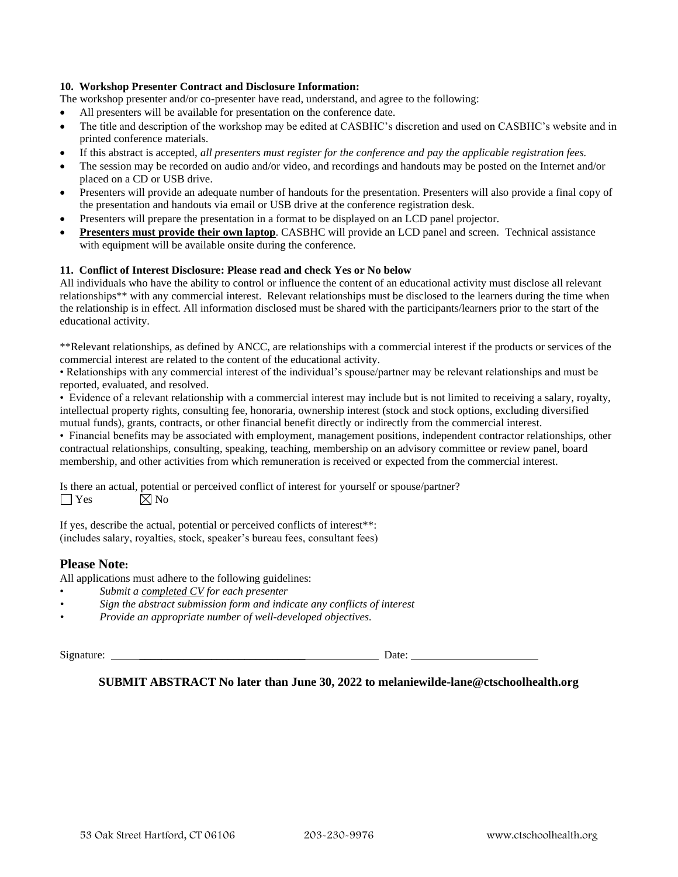**10. Workshop Presenter Contract and Disclosure Information:**

The workshop presenter and/or co-presenter have read, understand, and agree to the following:

- All presenters will be available for presentation on the conference date.
- The title and description of the workshop may be edited at CASBHC's discretion and used on CASBHC's website and in printed conference materials.
- If this abstract is accepted, *all presenters must register for the conference and pay the applicable registration fees.*
- The session may be recorded on audio and/or video, and recordings and handouts may be posted on the Internet and/or placed on a CD or USB drive.
- Presenters will provide an adequate number of handouts for the presentation. Presenters will also provide a final copy of the presentation and handouts via email or USB drive at the conference registration desk.
- Presenters will prepare the presentation in a format to be displayed on an LCD panel projector.
- **Presenters must provide their own laptop**. CASBHC will provide an LCD panel and screen. Technical assistance with equipment will be available onsite during the conference.

**11. Conflict of Interest Disclosure: Please read and check Yes or No below**

All individuals who have the ability to control or influence the content of an educational activity must disclose all relevant relationships** with any commercial interest. Relevant relationships must be disclosed to the learners during the time when the relationship is in effect. All information disclosed must be shared with the participants/learners prior to the start of the educational activity.

**Relevant relationships, as defined by ANCC, are relationships with a commercial interest if the products or services of the commercial interest are related to the content of the educational activity.

• Relationships with any commercial interest of the individual's spouse/partner may be relevant relationships and must be reported, evaluated, and resolved.

• Evidence of a relevant relationship with a commercial interest may include but is not limited to receiving a salary, royalty, intellectual property rights, consulting fee, honoraria, ownership interest (stock and stock options, excluding diversified mutual funds), grants, contracts, or other financial benefit directly or indirectly from the commercial interest.

• Financial benefits may be associated with employment, management positions, independent contractor relationships, other contractual relationships, consulting, speaking, teaching, membership on an advisory committee or review panel, board membership, and other activities from which remuneration is received or expected from the commercial interest.

Is there an actual, potential or perceived conflict of interest for yourself or spouse/partner?

☐ Yes ☒ No

If yes, describe the actual, potential or perceived conflicts of interest**:
(includes salary, royalties, stock, speaker's bureau fees, consultant fees)

## Please Note:

All applications must adhere to the following guidelines:

- *Submit a completed CV for each presenter*
- *Sign the abstract submission form and indicate any conflicts of interest*
- *Provide an appropriate number of well-developed objectives.*

Signature: ______________________________ Date: ____________________

**SUBMIT ABSTRACT No later than June 30, 2022 to melaniewilde-lane@ctschoolhealth.org**

53 Oak Street Hartford, CT 06106 203-230-9976 www.ctschoolhealth.org